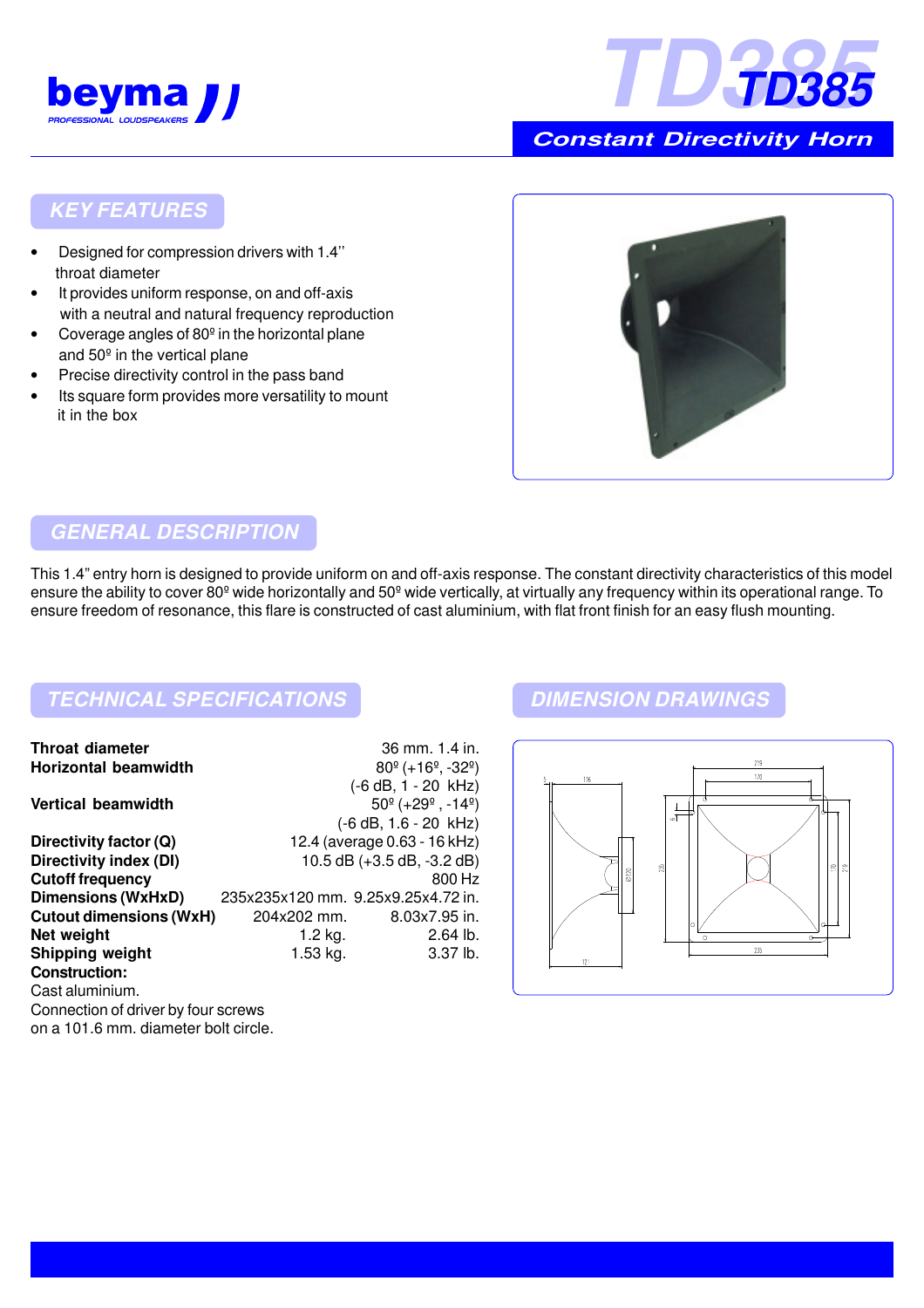beyma PROFESSIONAL LOUDSPEAKERS

# TD385

**Constant Directivity Horn**

## KEY FEATURES

- Designed for compression drivers with 1.4'' throat diameter
- It provides uniform response, on and off-axis with a neutral and natural frequency reproduction
- Coverage angles of 80º in the horizontal plane and 50º in the vertical plane
- Precise directivity control in the pass band
- Its square form provides more versatility to mount it in the box

## GENERAL DESCRIPTION

This 1.4" entry horn is designed to provide uniform on and off-axis response. The constant directivity characteristics of this model ensure the ability to cover 80º wide horizontally and 50º wide vertically, at virtually any frequency within its operational range. To ensure freedom of resonance, this flare is constructed of cast aluminium, with flat front finish for an easy flush mounting.

## TECHNICAL SPECIFICATIONS

| | | |
|---|---|---|
| **Throat diameter** | | 36 mm. 1.4 in. |
| **Horizontal beamwidth** | | 80º (+16º, -32º) (-6 dB, 1 - 20 kHz) |
| **Vertical beamwidth** | | 50º (+29º , -14º) (-6 dB, 1.6 - 20 kHz) |
| **Directivity factor (Q)** | | 12.4 (average 0.63 - 16 kHz) |
| **Directivity index (DI)** | | 10.5 dB (+3.5 dB, -3.2 dB) |
| **Cutoff frequency** | | 800 Hz |
| **Dimensions (WxHxD)** | 235x235x120 mm. | 9.25x9.25x4.72 in. |
| **Cutout dimensions (WxH)** | 204x202 mm. | 8.03x7.95 in. |
| **Net weight** | 1.2 kg. | 2.64 lb. |
| **Shipping weight** | 1.53 kg. | 3.37 lb. |

**Construction:**
Cast aluminium.
Connection of driver by four screws on a 101.6 mm. diameter bolt circle.

## DIMENSION DRAWINGS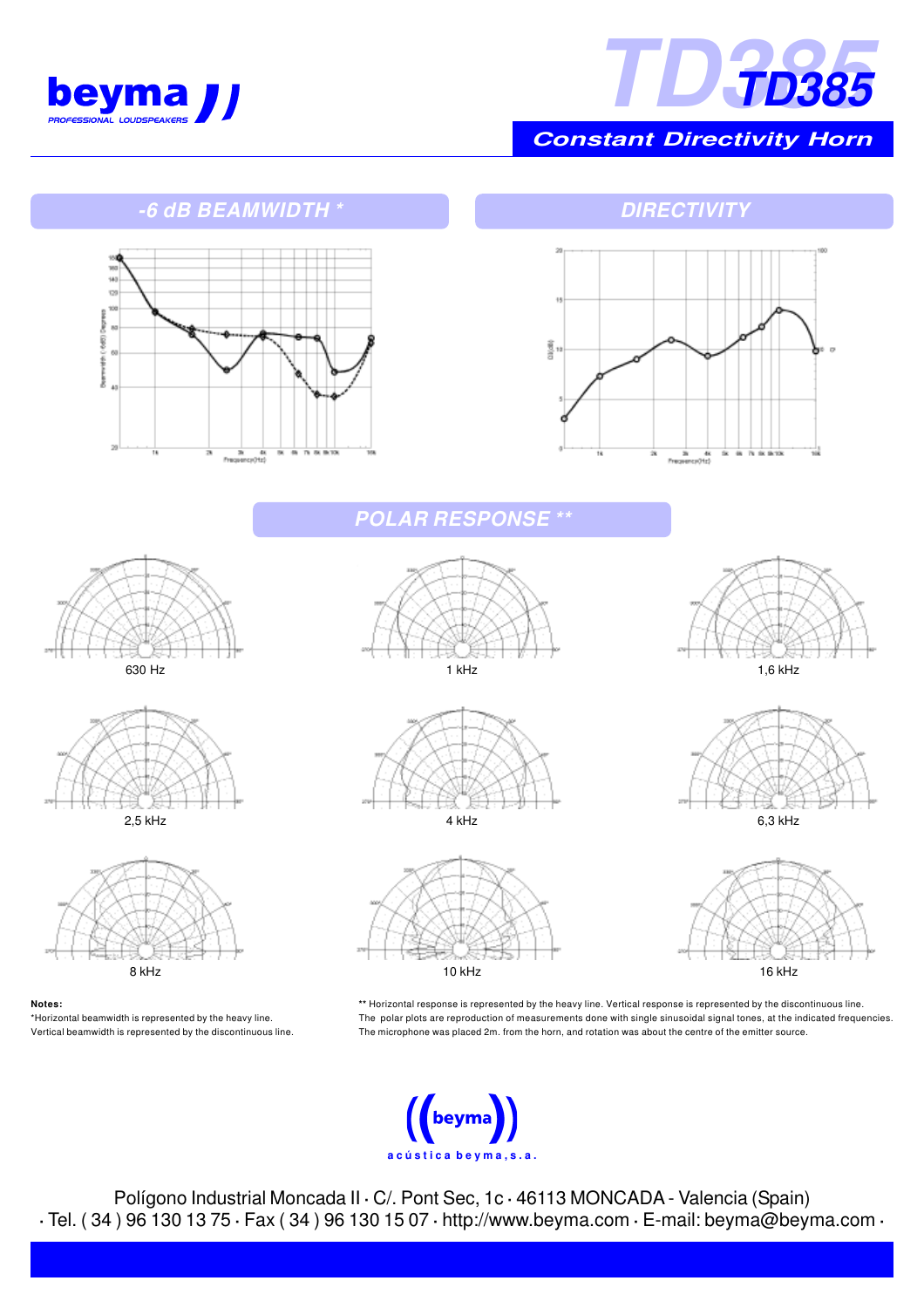# TD385

## Constant Directivity Horn

## -6 dB BEAMWIDTH *

Beamwidth (-6dB) Degrees

Frequency(Hz)

## DIRECTIVITY

DI(dB)

Frequency(Hz)

## POLAR RESPONSE **

630 Hz

1 kHz

1,6 kHz

2,5 kHz

4 kHz

6,3 kHz

8 kHz

10 kHz

16 kHz

**Notes:**

*Horizontal beamwidth is represented by the heavy line.
Vertical beamwidth is represented by the discontinuous line.

** Horizontal response is represented by the heavy line. Vertical response is represented by the discontinuous line.
The polar plots are reproduction of measurements done with single sinusoidal signal tones, at the indicated frequencies.
The microphone was placed 2m. from the horn, and rotation was about the centre of the emitter source.

acústica beyma,s.a.

Polígono Industrial Moncada II · C/. Pont Sec, 1c · 46113 MONCADA - Valencia (Spain)
· Tel. ( 34 ) 96 130 13 75 · Fax ( 34 ) 96 130 15 07 · http://www.beyma.com · E-mail: beyma@beyma.com ·